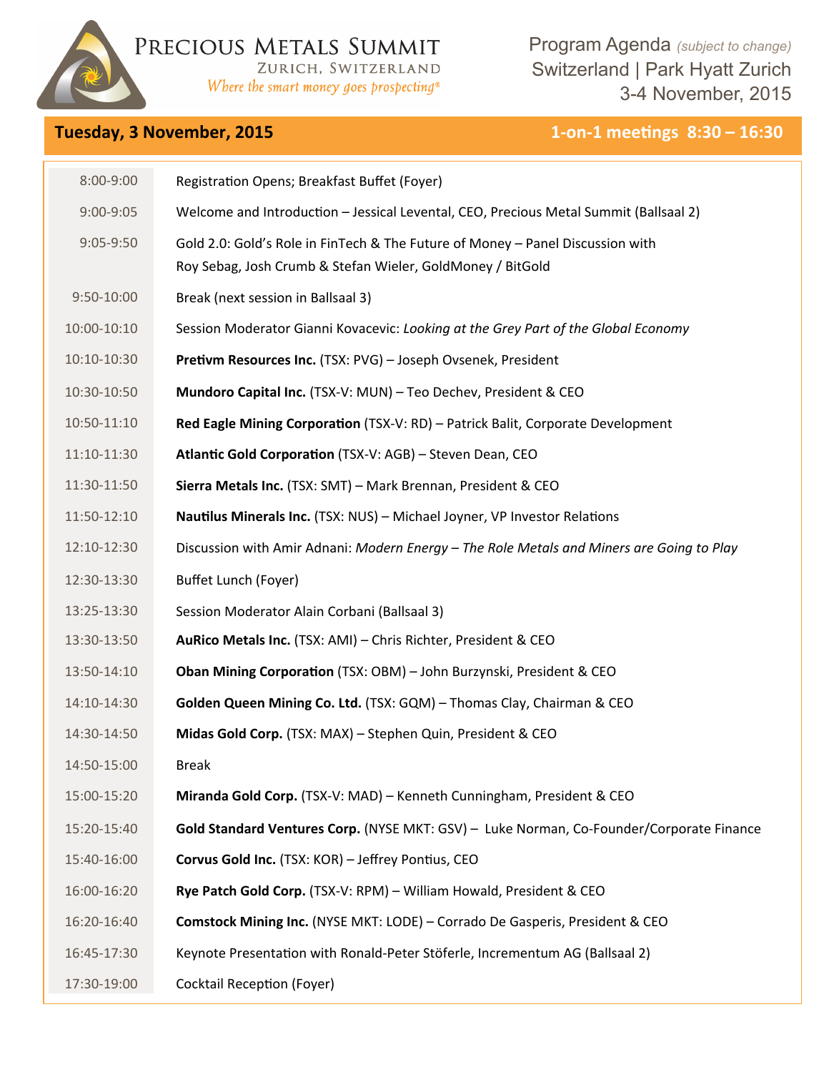# Precious Metals Summit

ZURICH, SWITZERLAND

*Where the smart money goes prospecting®*

Program Agenda *(subject to change)*
Switzerland | Park Hyatt Zurich
3-4 November, 2015

## Tuesday, 3 November, 2015 — 1-on-1 meetings 8:30 – 16:30

| | |
|---|---|
| 8:00-9:00 | Registration Opens; Breakfast Buffet (Foyer) |
| 9:00-9:05 | Welcome and Introduction – Jessical Levental, CEO, Precious Metal Summit (Ballsaal 2) |
| 9:05-9:50 | Gold 2.0: Gold's Role in FinTech & The Future of Money – Panel Discussion with Roy Sebag, Josh Crumb & Stefan Wieler, GoldMoney / BitGold |
| 9:50-10:00 | Break (next session in Ballsaal 3) |
| 10:00-10:10 | Session Moderator Gianni Kovacevic: *Looking at the Grey Part of the Global Economy* |
| 10:10-10:30 | **Pretivm Resources Inc.** (TSX: PVG) – Joseph Ovsenek, President |
| 10:30-10:50 | **Mundoro Capital Inc.** (TSX-V: MUN) – Teo Dechev, President & CEO |
| 10:50-11:10 | **Red Eagle Mining Corporation** (TSX-V: RD) – Patrick Balit, Corporate Development |
| 11:10-11:30 | **Atlantic Gold Corporation** (TSX-V: AGB) – Steven Dean, CEO |
| 11:30-11:50 | **Sierra Metals Inc.** (TSX: SMT) – Mark Brennan, President & CEO |
| 11:50-12:10 | **Nautilus Minerals Inc.** (TSX: NUS) – Michael Joyner, VP Investor Relations |
| 12:10-12:30 | Discussion with Amir Adnani: *Modern Energy – The Role Metals and Miners are Going to Play* |
| 12:30-13:30 | Buffet Lunch (Foyer) |
| 13:25-13:30 | Session Moderator Alain Corbani (Ballsaal 3) |
| 13:30-13:50 | **AuRico Metals Inc.** (TSX: AMI) – Chris Richter, President & CEO |
| 13:50-14:10 | **Oban Mining Corporation** (TSX: OBM) – John Burzynski, President & CEO |
| 14:10-14:30 | **Golden Queen Mining Co. Ltd.** (TSX: GQM) – Thomas Clay, Chairman & CEO |
| 14:30-14:50 | **Midas Gold Corp.** (TSX: MAX) – Stephen Quin, President & CEO |
| 14:50-15:00 | Break |
| 15:00-15:20 | **Miranda Gold Corp.** (TSX-V: MAD) – Kenneth Cunningham, President & CEO |
| 15:20-15:40 | **Gold Standard Ventures Corp.** (NYSE MKT: GSV) – Luke Norman, Co-Founder/Corporate Finance |
| 15:40-16:00 | **Corvus Gold Inc.** (TSX: KOR) – Jeffrey Pontius, CEO |
| 16:00-16:20 | **Rye Patch Gold Corp.** (TSX-V: RPM) – William Howald, President & CEO |
| 16:20-16:40 | **Comstock Mining Inc.** (NYSE MKT: LODE) – Corrado De Gasperis, President & CEO |
| 16:45-17:30 | Keynote Presentation with Ronald-Peter Stöferle, Incrementum AG (Ballsaal 2) |
| 17:30-19:00 | Cocktail Reception (Foyer) |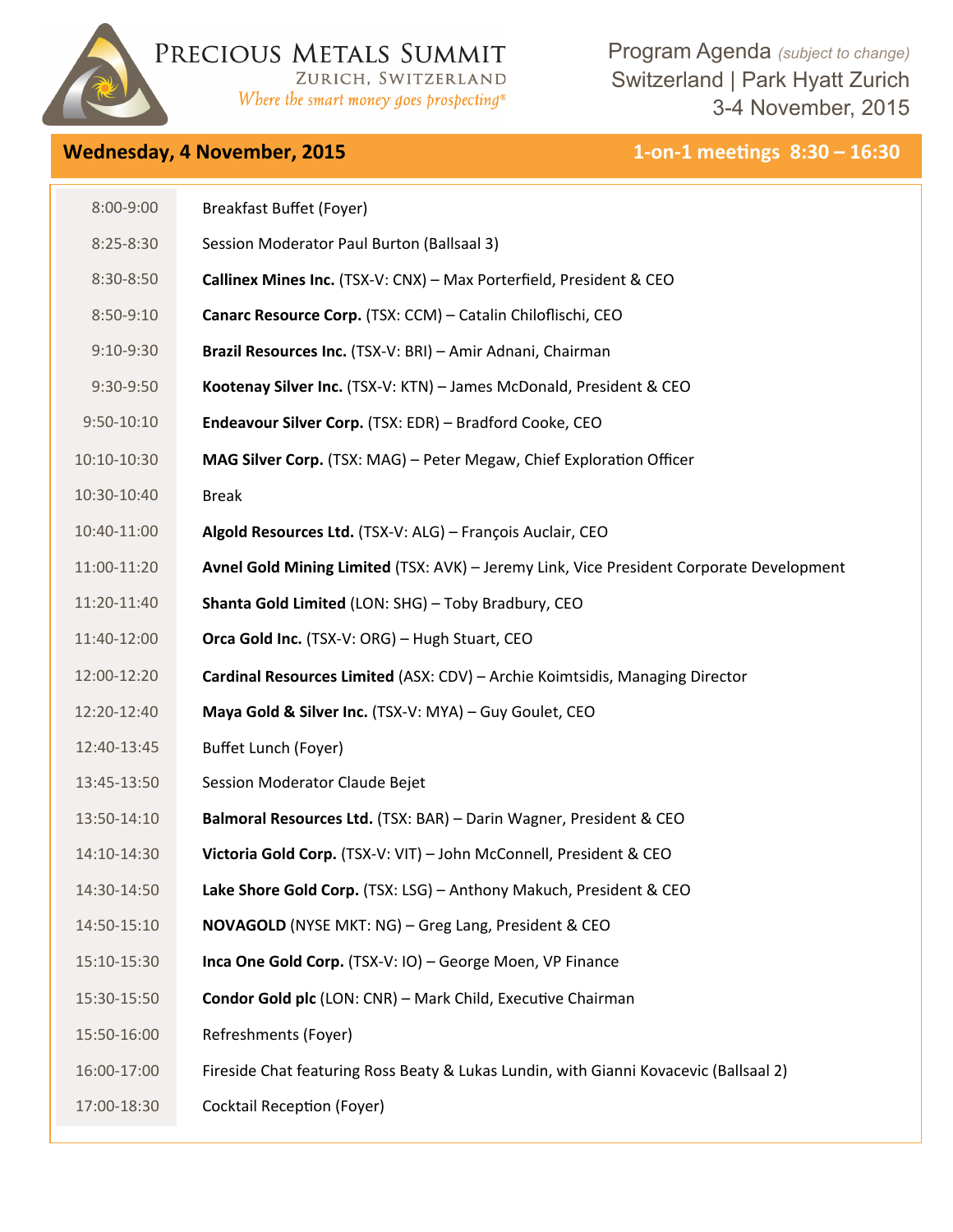# Precious Metals Summit

Zurich, Switzerland

*Where the smart money goes prospecting®*

Program Agenda *(subject to change)*
Switzerland | Park Hyatt Zurich
3-4 November, 2015

## Wednesday, 4 November, 2015 — 1-on-1 meetings 8:30 – 16:30

| | |
|---|---|
| 8:00-9:00 | Breakfast Buffet (Foyer) |
| 8:25-8:30 | Session Moderator Paul Burton (Ballsaal 3) |
| 8:30-8:50 | **Callinex Mines Inc.** (TSX-V: CNX) – Max Porterfield, President & CEO |
| 8:50-9:10 | **Canarc Resource Corp.** (TSX: CCM) – Catalin Chiloflischi, CEO |
| 9:10-9:30 | **Brazil Resources Inc.** (TSX-V: BRI) – Amir Adnani, Chairman |
| 9:30-9:50 | **Kootenay Silver Inc.** (TSX-V: KTN) – James McDonald, President & CEO |
| 9:50-10:10 | **Endeavour Silver Corp.** (TSX: EDR) – Bradford Cooke, CEO |
| 10:10-10:30 | **MAG Silver Corp.** (TSX: MAG) – Peter Megaw, Chief Exploration Officer |
| 10:30-10:40 | Break |
| 10:40-11:00 | **Algold Resources Ltd.** (TSX-V: ALG) – François Auclair, CEO |
| 11:00-11:20 | **Avnel Gold Mining Limited** (TSX: AVK) – Jeremy Link, Vice President Corporate Development |
| 11:20-11:40 | **Shanta Gold Limited** (LON: SHG) – Toby Bradbury, CEO |
| 11:40-12:00 | **Orca Gold Inc.** (TSX-V: ORG) – Hugh Stuart, CEO |
| 12:00-12:20 | **Cardinal Resources Limited** (ASX: CDV) – Archie Koimtsidis, Managing Director |
| 12:20-12:40 | **Maya Gold & Silver Inc.** (TSX-V: MYA) – Guy Goulet, CEO |
| 12:40-13:45 | Buffet Lunch (Foyer) |
| 13:45-13:50 | Session Moderator Claude Bejet |
| 13:50-14:10 | **Balmoral Resources Ltd.** (TSX: BAR) – Darin Wagner, President & CEO |
| 14:10-14:30 | **Victoria Gold Corp.** (TSX-V: VIT) – John McConnell, President & CEO |
| 14:30-14:50 | **Lake Shore Gold Corp.** (TSX: LSG) – Anthony Makuch, President & CEO |
| 14:50-15:10 | **NOVAGOLD** (NYSE MKT: NG) – Greg Lang, President & CEO |
| 15:10-15:30 | **Inca One Gold Corp.** (TSX-V: IO) – George Moen, VP Finance |
| 15:30-15:50 | **Condor Gold plc** (LON: CNR) – Mark Child, Executive Chairman |
| 15:50-16:00 | Refreshments (Foyer) |
| 16:00-17:00 | Fireside Chat featuring Ross Beaty & Lukas Lundin, with Gianni Kovacevic (Ballsaal 2) |
| 17:00-18:30 | Cocktail Reception (Foyer) |